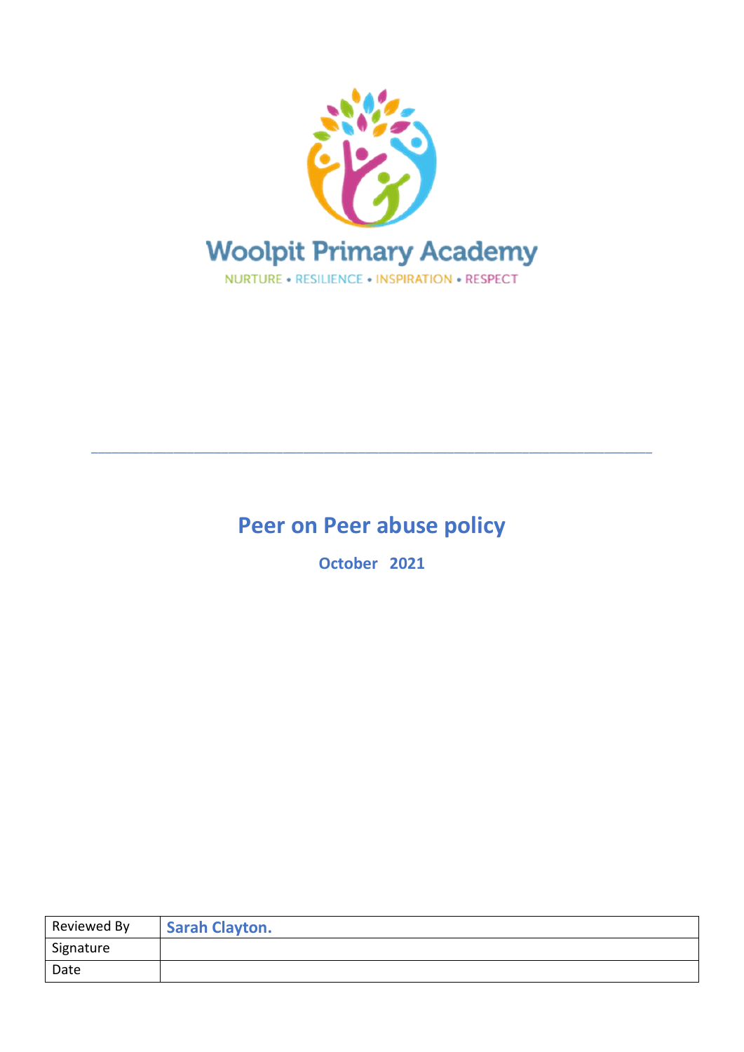Woolpit Primary Academy

NURTURE • RESILIENCE • INSPIRATION • RESPECT

---

# Peer on Peer abuse policy

**October 2021**

| Reviewed By | **Sarah Clayton.** |
|---|---|
| Signature | |
| Date | |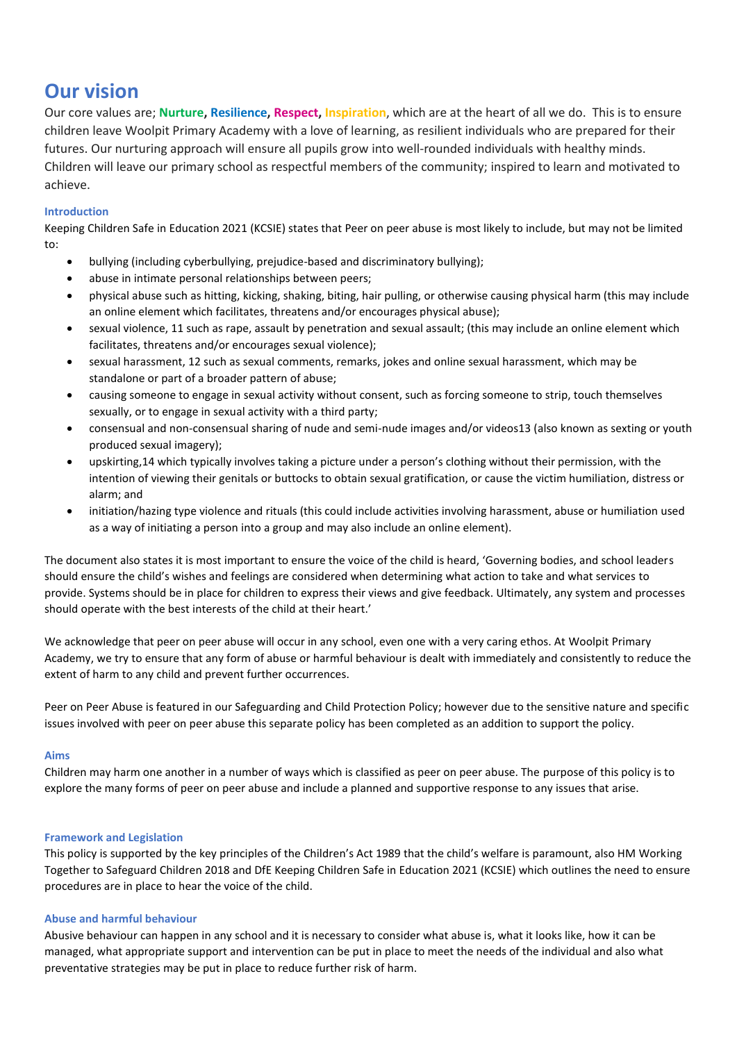# Our vision

Our core values are; **Nurture, Resilience, Respect, Inspiration**, which are at the heart of all we do. This is to ensure children leave Woolpit Primary Academy with a love of learning, as resilient individuals who are prepared for their futures. Our nurturing approach will ensure all pupils grow into well-rounded individuals with healthy minds. Children will leave our primary school as respectful members of the community; inspired to learn and motivated to achieve.

### Introduction

Keeping Children Safe in Education 2021 (KCSIE) states that Peer on peer abuse is most likely to include, but may not be limited to:

- bullying (including cyberbullying, prejudice-based and discriminatory bullying);
- abuse in intimate personal relationships between peers;
- physical abuse such as hitting, kicking, shaking, biting, hair pulling, or otherwise causing physical harm (this may include an online element which facilitates, threatens and/or encourages physical abuse);
- sexual violence, 11 such as rape, assault by penetration and sexual assault; (this may include an online element which facilitates, threatens and/or encourages sexual violence);
- sexual harassment, 12 such as sexual comments, remarks, jokes and online sexual harassment, which may be standalone or part of a broader pattern of abuse;
- causing someone to engage in sexual activity without consent, such as forcing someone to strip, touch themselves sexually, or to engage in sexual activity with a third party;
- consensual and non-consensual sharing of nude and semi-nude images and/or videos13 (also known as sexting or youth produced sexual imagery);
- upskirting,14 which typically involves taking a picture under a person's clothing without their permission, with the intention of viewing their genitals or buttocks to obtain sexual gratification, or cause the victim humiliation, distress or alarm; and
- initiation/hazing type violence and rituals (this could include activities involving harassment, abuse or humiliation used as a way of initiating a person into a group and may also include an online element).

The document also states it is most important to ensure the voice of the child is heard, 'Governing bodies, and school leaders should ensure the child's wishes and feelings are considered when determining what action to take and what services to provide. Systems should be in place for children to express their views and give feedback. Ultimately, any system and processes should operate with the best interests of the child at their heart.'

We acknowledge that peer on peer abuse will occur in any school, even one with a very caring ethos. At Woolpit Primary Academy, we try to ensure that any form of abuse or harmful behaviour is dealt with immediately and consistently to reduce the extent of harm to any child and prevent further occurrences.

Peer on Peer Abuse is featured in our Safeguarding and Child Protection Policy; however due to the sensitive nature and specific issues involved with peer on peer abuse this separate policy has been completed as an addition to support the policy.

### Aims

Children may harm one another in a number of ways which is classified as peer on peer abuse. The purpose of this policy is to explore the many forms of peer on peer abuse and include a planned and supportive response to any issues that arise.

### Framework and Legislation

This policy is supported by the key principles of the Children's Act 1989 that the child's welfare is paramount, also HM Working Together to Safeguard Children 2018 and DfE Keeping Children Safe in Education 2021 (KCSIE) which outlines the need to ensure procedures are in place to hear the voice of the child.

### Abuse and harmful behaviour

Abusive behaviour can happen in any school and it is necessary to consider what abuse is, what it looks like, how it can be managed, what appropriate support and intervention can be put in place to meet the needs of the individual and also what preventative strategies may be put in place to reduce further risk of harm.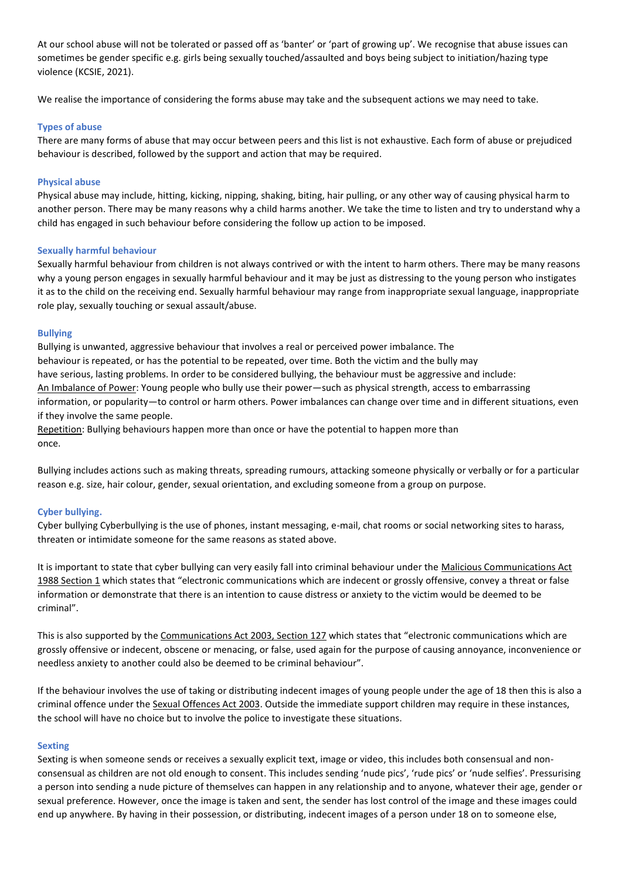At our school abuse will not be tolerated or passed off as 'banter' or 'part of growing up'. We recognise that abuse issues can sometimes be gender specific e.g. girls being sexually touched/assaulted and boys being subject to initiation/hazing type violence (KCSIE, 2021).

We realise the importance of considering the forms abuse may take and the subsequent actions we may need to take.

### Types of abuse

There are many forms of abuse that may occur between peers and this list is not exhaustive. Each form of abuse or prejudiced behaviour is described, followed by the support and action that may be required.

### Physical abuse

Physical abuse may include, hitting, kicking, nipping, shaking, biting, hair pulling, or any other way of causing physical harm to another person. There may be many reasons why a child harms another. We take the time to listen and try to understand why a child has engaged in such behaviour before considering the follow up action to be imposed.

### Sexually harmful behaviour

Sexually harmful behaviour from children is not always contrived or with the intent to harm others. There may be many reasons why a young person engages in sexually harmful behaviour and it may be just as distressing to the young person who instigates it as to the child on the receiving end. Sexually harmful behaviour may range from inappropriate sexual language, inappropriate role play, sexually touching or sexual assault/abuse.

### Bullying

Bullying is unwanted, aggressive behaviour that involves a real or perceived power imbalance. The behaviour is repeated, or has the potential to be repeated, over time. Both the victim and the bully may have serious, lasting problems. In order to be considered bullying, the behaviour must be aggressive and include:

An Imbalance of Power: Young people who bully use their power—such as physical strength, access to embarrassing information, or popularity—to control or harm others. Power imbalances can change over time and in different situations, even if they involve the same people.

Repetition: Bullying behaviours happen more than once or have the potential to happen more than once.

Bullying includes actions such as making threats, spreading rumours, attacking someone physically or verbally or for a particular reason e.g. size, hair colour, gender, sexual orientation, and excluding someone from a group on purpose.

### Cyber bullying.

Cyber bullying Cyberbullying is the use of phones, instant messaging, e-mail, chat rooms or social networking sites to harass, threaten or intimidate someone for the same reasons as stated above.

It is important to state that cyber bullying can very easily fall into criminal behaviour under the Malicious Communications Act 1988 Section 1 which states that "electronic communications which are indecent or grossly offensive, convey a threat or false information or demonstrate that there is an intention to cause distress or anxiety to the victim would be deemed to be criminal".

This is also supported by the Communications Act 2003, Section 127 which states that "electronic communications which are grossly offensive or indecent, obscene or menacing, or false, used again for the purpose of causing annoyance, inconvenience or needless anxiety to another could also be deemed to be criminal behaviour".

If the behaviour involves the use of taking or distributing indecent images of young people under the age of 18 then this is also a criminal offence under the Sexual Offences Act 2003. Outside the immediate support children may require in these instances, the school will have no choice but to involve the police to investigate these situations.

### Sexting

Sexting is when someone sends or receives a sexually explicit text, image or video, this includes both consensual and non-consensual as children are not old enough to consent. This includes sending 'nude pics', 'rude pics' or 'nude selfies'. Pressurising a person into sending a nude picture of themselves can happen in any relationship and to anyone, whatever their age, gender or sexual preference. However, once the image is taken and sent, the sender has lost control of the image and these images could end up anywhere. By having in their possession, or distributing, indecent images of a person under 18 on to someone else,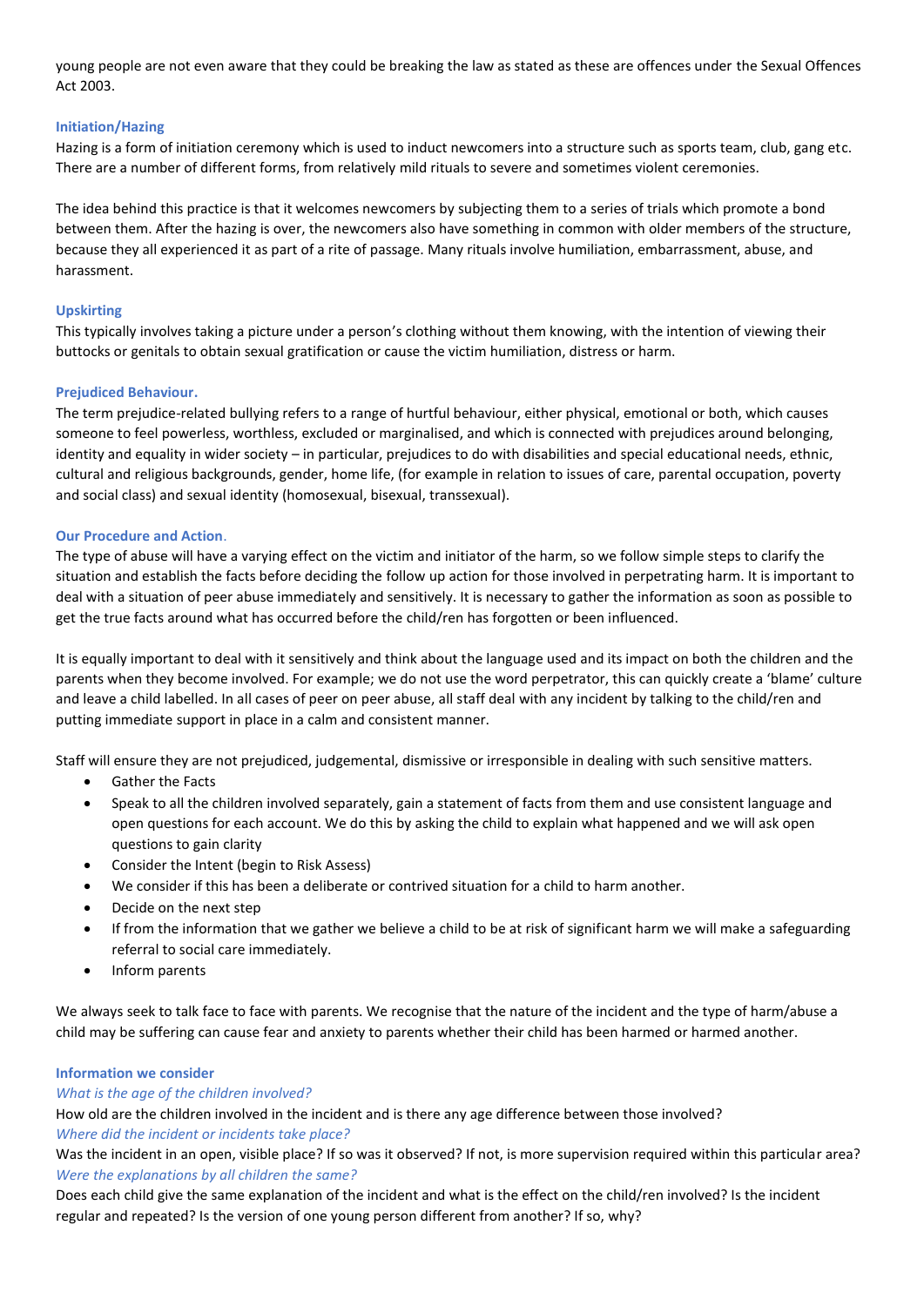young people are not even aware that they could be breaking the law as stated as these are offences under the Sexual Offences Act 2003.

### Initiation/Hazing

Hazing is a form of initiation ceremony which is used to induct newcomers into a structure such as sports team, club, gang etc. There are a number of different forms, from relatively mild rituals to severe and sometimes violent ceremonies.

The idea behind this practice is that it welcomes newcomers by subjecting them to a series of trials which promote a bond between them. After the hazing is over, the newcomers also have something in common with older members of the structure, because they all experienced it as part of a rite of passage. Many rituals involve humiliation, embarrassment, abuse, and harassment.

### Upskirting

This typically involves taking a picture under a person's clothing without them knowing, with the intention of viewing their buttocks or genitals to obtain sexual gratification or cause the victim humiliation, distress or harm.

### Prejudiced Behaviour.

The term prejudice-related bullying refers to a range of hurtful behaviour, either physical, emotional or both, which causes someone to feel powerless, worthless, excluded or marginalised, and which is connected with prejudices around belonging, identity and equality in wider society – in particular, prejudices to do with disabilities and special educational needs, ethnic, cultural and religious backgrounds, gender, home life, (for example in relation to issues of care, parental occupation, poverty and social class) and sexual identity (homosexual, bisexual, transsexual).

### Our Procedure and Action.

The type of abuse will have a varying effect on the victim and initiator of the harm, so we follow simple steps to clarify the situation and establish the facts before deciding the follow up action for those involved in perpetrating harm. It is important to deal with a situation of peer abuse immediately and sensitively. It is necessary to gather the information as soon as possible to get the true facts around what has occurred before the child/ren has forgotten or been influenced.

It is equally important to deal with it sensitively and think about the language used and its impact on both the children and the parents when they become involved. For example; we do not use the word perpetrator, this can quickly create a 'blame' culture and leave a child labelled. In all cases of peer on peer abuse, all staff deal with any incident by talking to the child/ren and putting immediate support in place in a calm and consistent manner.

Staff will ensure they are not prejudiced, judgemental, dismissive or irresponsible in dealing with such sensitive matters.

- Gather the Facts
- Speak to all the children involved separately, gain a statement of facts from them and use consistent language and open questions for each account. We do this by asking the child to explain what happened and we will ask open questions to gain clarity
- Consider the Intent (begin to Risk Assess)
- We consider if this has been a deliberate or contrived situation for a child to harm another.
- Decide on the next step
- If from the information that we gather we believe a child to be at risk of significant harm we will make a safeguarding referral to social care immediately.
- Inform parents

We always seek to talk face to face with parents. We recognise that the nature of the incident and the type of harm/abuse a child may be suffering can cause fear and anxiety to parents whether their child has been harmed or harmed another.

### Information we consider

*What is the age of the children involved?*

How old are the children involved in the incident and is there any age difference between those involved?

*Where did the incident or incidents take place?*

Was the incident in an open, visible place? If so was it observed? If not, is more supervision required within this particular area?

*Were the explanations by all children the same?*

Does each child give the same explanation of the incident and what is the effect on the child/ren involved? Is the incident regular and repeated? Is the version of one young person different from another? If so, why?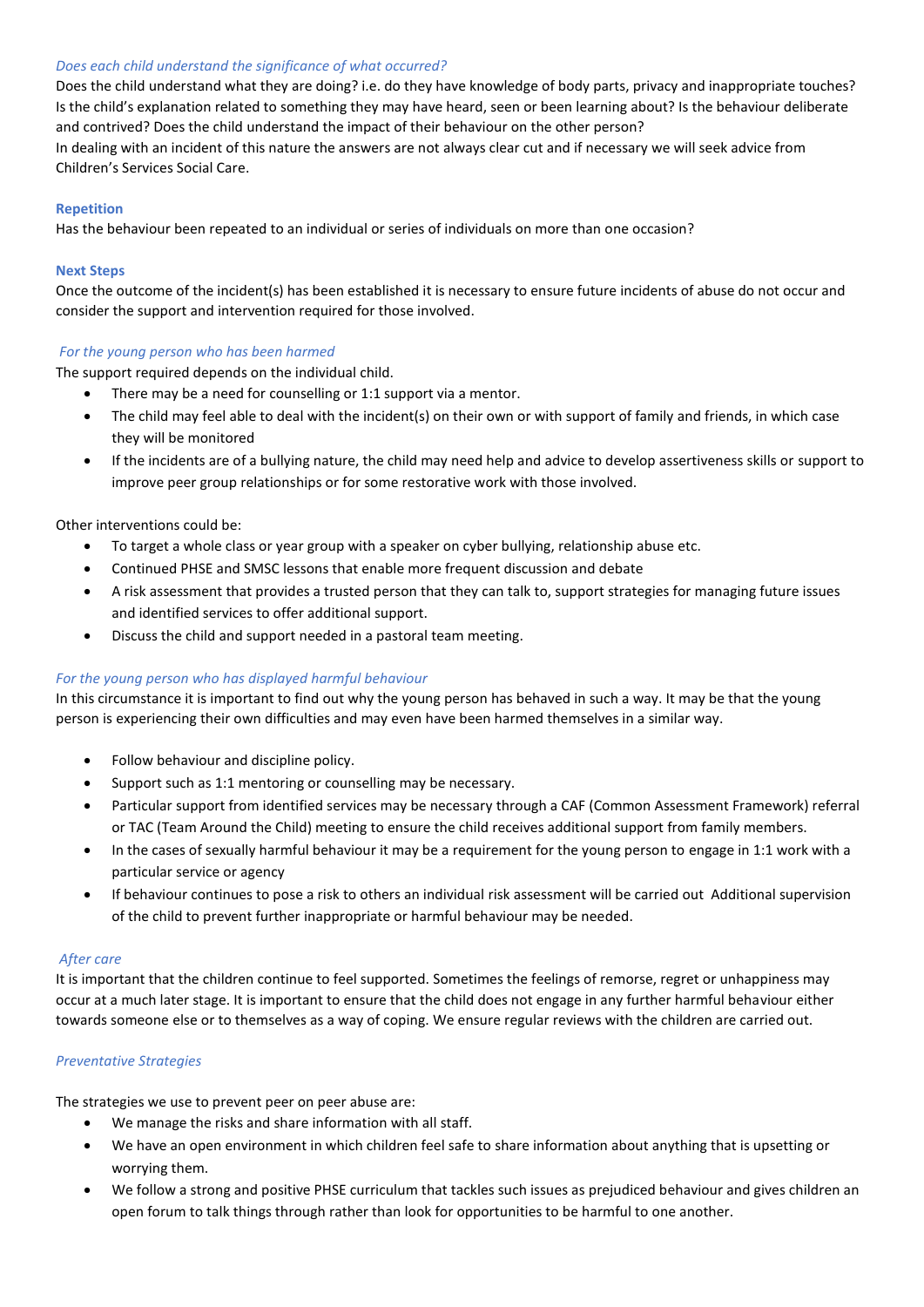*Does each child understand the significance of what occurred?*

Does the child understand what they are doing? i.e. do they have knowledge of body parts, privacy and inappropriate touches? Is the child's explanation related to something they may have heard, seen or been learning about? Is the behaviour deliberate and contrived? Does the child understand the impact of their behaviour on the other person?

In dealing with an incident of this nature the answers are not always clear cut and if necessary we will seek advice from Children's Services Social Care.

**Repetition**

Has the behaviour been repeated to an individual or series of individuals on more than one occasion?

**Next Steps**

Once the outcome of the incident(s) has been established it is necessary to ensure future incidents of abuse do not occur and consider the support and intervention required for those involved.

*For the young person who has been harmed*

The support required depends on the individual child.

- There may be a need for counselling or 1:1 support via a mentor.
- The child may feel able to deal with the incident(s) on their own or with support of family and friends, in which case they will be monitored
- If the incidents are of a bullying nature, the child may need help and advice to develop assertiveness skills or support to improve peer group relationships or for some restorative work with those involved.

Other interventions could be:

- To target a whole class or year group with a speaker on cyber bullying, relationship abuse etc.
- Continued PHSE and SMSC lessons that enable more frequent discussion and debate
- A risk assessment that provides a trusted person that they can talk to, support strategies for managing future issues and identified services to offer additional support.
- Discuss the child and support needed in a pastoral team meeting.

*For the young person who has displayed harmful behaviour*

In this circumstance it is important to find out why the young person has behaved in such a way. It may be that the young person is experiencing their own difficulties and may even have been harmed themselves in a similar way.

- Follow behaviour and discipline policy.
- Support such as 1:1 mentoring or counselling may be necessary.
- Particular support from identified services may be necessary through a CAF (Common Assessment Framework) referral or TAC (Team Around the Child) meeting to ensure the child receives additional support from family members.
- In the cases of sexually harmful behaviour it may be a requirement for the young person to engage in 1:1 work with a particular service or agency
- If behaviour continues to pose a risk to others an individual risk assessment will be carried out Additional supervision of the child to prevent further inappropriate or harmful behaviour may be needed.

*After care*

It is important that the children continue to feel supported. Sometimes the feelings of remorse, regret or unhappiness may occur at a much later stage. It is important to ensure that the child does not engage in any further harmful behaviour either towards someone else or to themselves as a way of coping. We ensure regular reviews with the children are carried out.

*Preventative Strategies*

The strategies we use to prevent peer on peer abuse are:

- We manage the risks and share information with all staff.
- We have an open environment in which children feel safe to share information about anything that is upsetting or worrying them.
- We follow a strong and positive PHSE curriculum that tackles such issues as prejudiced behaviour and gives children an open forum to talk things through rather than look for opportunities to be harmful to one another.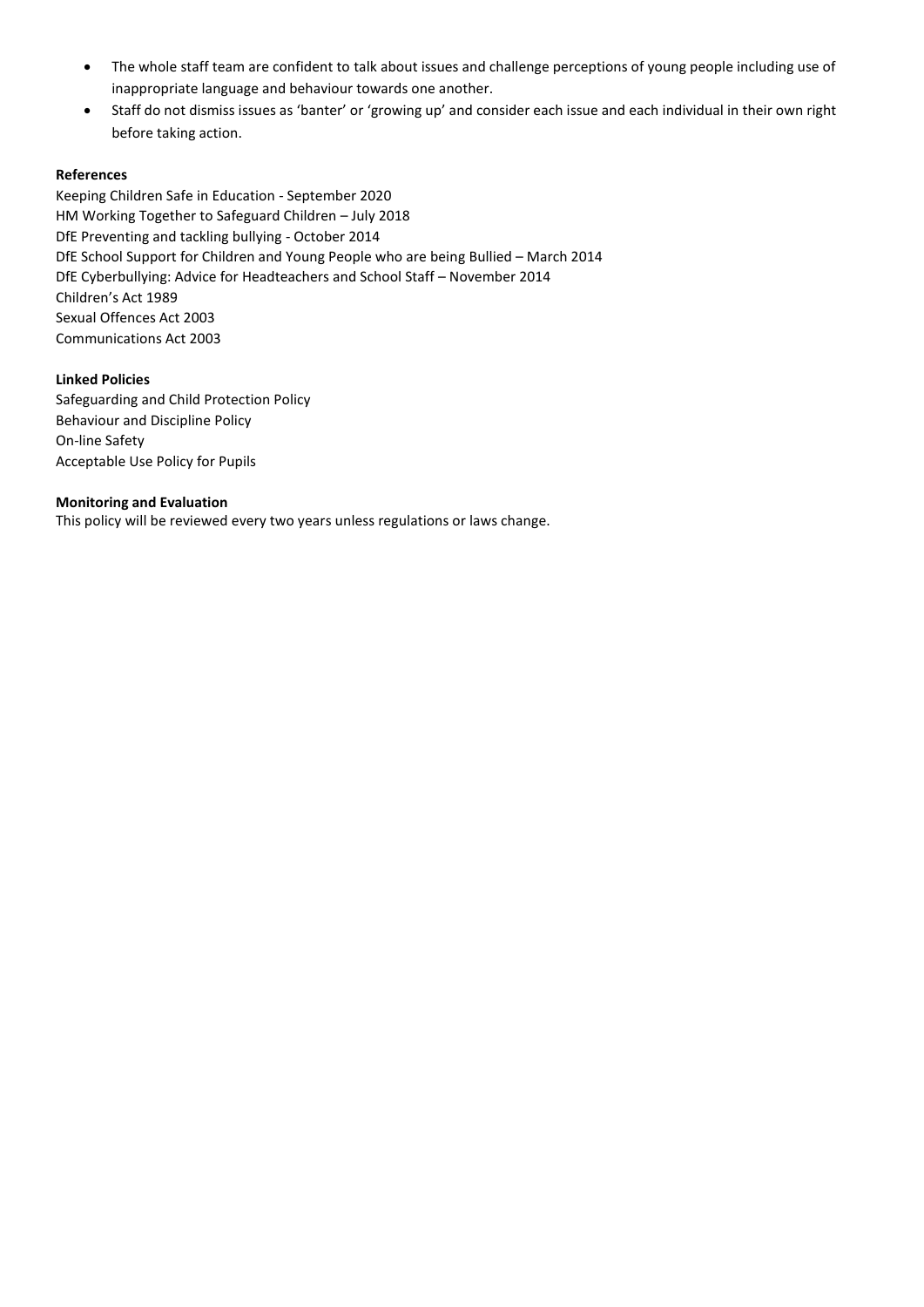- The whole staff team are confident to talk about issues and challenge perceptions of young people including use of inappropriate language and behaviour towards one another.
- Staff do not dismiss issues as 'banter' or 'growing up' and consider each issue and each individual in their own right before taking action.

**References**

Keeping Children Safe in Education - September 2020
HM Working Together to Safeguard Children – July 2018
DfE Preventing and tackling bullying - October 2014
DfE School Support for Children and Young People who are being Bullied – March 2014
DfE Cyberbullying: Advice for Headteachers and School Staff – November 2014
Children's Act 1989
Sexual Offences Act 2003
Communications Act 2003

**Linked Policies**

Safeguarding and Child Protection Policy
Behaviour and Discipline Policy
On-line Safety
Acceptable Use Policy for Pupils

**Monitoring and Evaluation**

This policy will be reviewed every two years unless regulations or laws change.